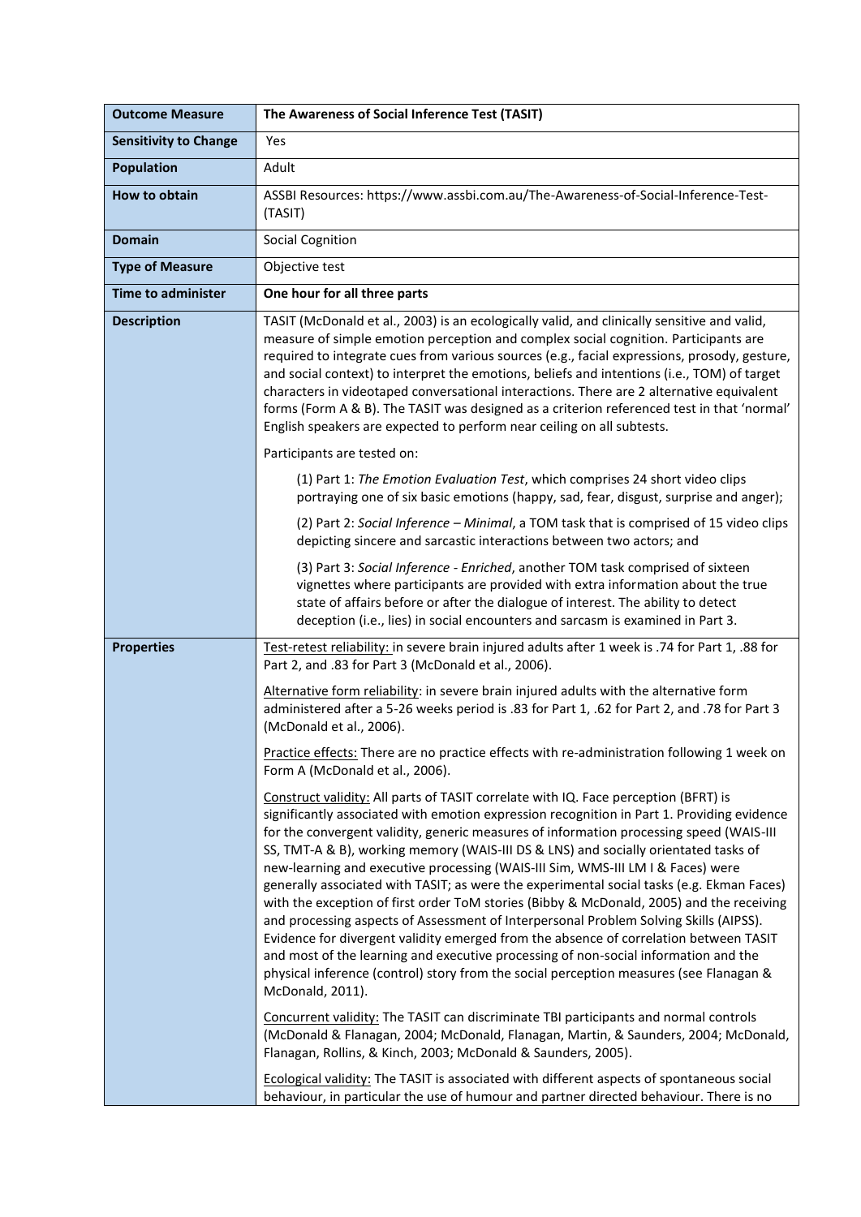| **Outcome Measure** | **The Awareness of Social Inference Test (TASIT)** |
|---|---|
| **Sensitivity to Change** | Yes |
| **Population** | Adult |
| **How to obtain** | ASSBI Resources: https://www.assbi.com.au/The-Awareness-of-Social-Inference-Test-(TASIT) |
| **Domain** | Social Cognition |
| **Type of Measure** | Objective test |
| **Time to administer** | **One hour for all three parts** |
| **Description** | TASIT (McDonald et al., 2003) is an ecologically valid, and clinically sensitive and valid, measure of simple emotion perception and complex social cognition. Participants are required to integrate cues from various sources (e.g., facial expressions, prosody, gesture, and social context) to interpret the emotions, beliefs and intentions (i.e., TOM) of target characters in videotaped conversational interactions. There are 2 alternative equivalent forms (Form A & B). The TASIT was designed as a criterion referenced test in that 'normal' English speakers are expected to perform near ceiling on all subtests.<br><br>Participants are tested on:<br><br>(1) Part 1: *The Emotion Evaluation Test*, which comprises 24 short video clips portraying one of six basic emotions (happy, sad, fear, disgust, surprise and anger);<br><br>(2) Part 2: *Social Inference – Minimal*, a TOM task that is comprised of 15 video clips depicting sincere and sarcastic interactions between two actors; and<br><br>(3) Part 3: *Social Inference - Enriched*, another TOM task comprised of sixteen vignettes where participants are provided with extra information about the true state of affairs before or after the dialogue of interest. The ability to detect deception (i.e., lies) in social encounters and sarcasm is examined in Part 3. |
| **Properties** | <u>Test-retest reliability:</u> in severe brain injured adults after 1 week is .74 for Part 1, .88 for Part 2, and .83 for Part 3 (McDonald et al., 2006).<br><br><u>Alternative form reliability</u>: in severe brain injured adults with the alternative form administered after a 5-26 weeks period is .83 for Part 1, .62 for Part 2, and .78 for Part 3 (McDonald et al., 2006).<br><br><u>Practice effects:</u> There are no practice effects with re-administration following 1 week on Form A (McDonald et al., 2006).<br><br><u>Construct validity:</u> All parts of TASIT correlate with IQ. Face perception (BFRT) is significantly associated with emotion expression recognition in Part 1. Providing evidence for the convergent validity, generic measures of information processing speed (WAIS-III SS, TMT-A & B), working memory (WAIS-III DS & LNS) and socially orientated tasks of new-learning and executive processing (WAIS-III Sim, WMS-III LM I & Faces) were generally associated with TASIT; as were the experimental social tasks (e.g. Ekman Faces) with the exception of first order ToM stories (Bibby & McDonald, 2005) and the receiving and processing aspects of Assessment of Interpersonal Problem Solving Skills (AIPSS). Evidence for divergent validity emerged from the absence of correlation between TASIT and most of the learning and executive processing of non-social information and the physical inference (control) story from the social perception measures (see Flanagan & McDonald, 2011).<br><br><u>Concurrent validity:</u> The TASIT can discriminate TBI participants and normal controls (McDonald & Flanagan, 2004; McDonald, Flanagan, Martin, & Saunders, 2004; McDonald, Flanagan, Rollins, & Kinch, 2003; McDonald & Saunders, 2005).<br><br><u>Ecological validity:</u> The TASIT is associated with different aspects of spontaneous social behaviour, in particular the use of humour and partner directed behaviour. There is no |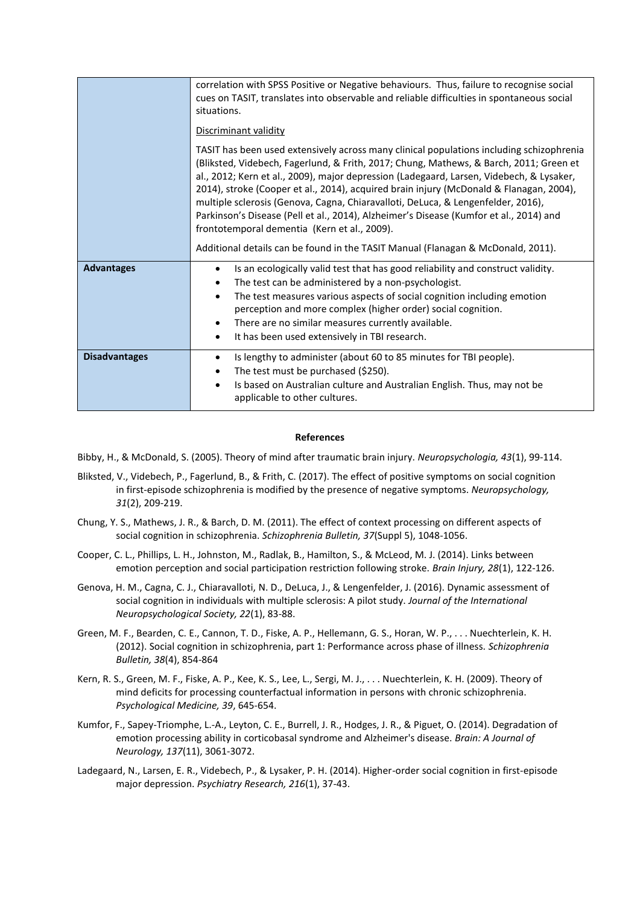| | |
|---|---|
| | correlation with SPSS Positive or Negative behaviours. Thus, failure to recognise social cues on TASIT, translates into observable and reliable difficulties in spontaneous social situations.<br><br>Discriminant validity<br><br>TASIT has been used extensively across many clinical populations including schizophrenia (Bliksted, Videbech, Fagerlund, & Frith, 2017; Chung, Mathews, & Barch, 2011; Green et al., 2012; Kern et al., 2009), major depression (Ladegaard, Larsen, Videbech, & Lysaker, 2014), stroke (Cooper et al., 2014), acquired brain injury (McDonald & Flanagan, 2004), multiple sclerosis (Genova, Cagna, Chiaravalloti, DeLuca, & Lengenfelder, 2016), Parkinson's Disease (Pell et al., 2014), Alzheimer's Disease (Kumfor et al., 2014) and frontotemporal dementia (Kern et al., 2009).<br><br>Additional details can be found in the TASIT Manual (Flanagan & McDonald, 2011). |
| **Advantages** | • Is an ecologically valid test that has good reliability and construct validity.<br>• The test can be administered by a non-psychologist.<br>• The test measures various aspects of social cognition including emotion perception and more complex (higher order) social cognition.<br>• There are no similar measures currently available.<br>• It has been used extensively in TBI research. |
| **Disadvantages** | • Is lengthy to administer (about 60 to 85 minutes for TBI people).<br>• The test must be purchased ($250).<br>• Is based on Australian culture and Australian English. Thus, may not be applicable to other cultures. |

**References**

Bibby, H., & McDonald, S. (2005). Theory of mind after traumatic brain injury. *Neuropsychologia, 43*(1), 99-114.

Bliksted, V., Videbech, P., Fagerlund, B., & Frith, C. (2017). The effect of positive symptoms on social cognition in first-episode schizophrenia is modified by the presence of negative symptoms. *Neuropsychology, 31*(2), 209-219.

Chung, Y. S., Mathews, J. R., & Barch, D. M. (2011). The effect of context processing on different aspects of social cognition in schizophrenia. *Schizophrenia Bulletin, 37*(Suppl 5), 1048-1056.

Cooper, C. L., Phillips, L. H., Johnston, M., Radlak, B., Hamilton, S., & McLeod, M. J. (2014). Links between emotion perception and social participation restriction following stroke. *Brain Injury, 28*(1), 122-126.

Genova, H. M., Cagna, C. J., Chiaravalloti, N. D., DeLuca, J., & Lengenfelder, J. (2016). Dynamic assessment of social cognition in individuals with multiple sclerosis: A pilot study. *Journal of the International Neuropsychological Society, 22*(1), 83-88.

Green, M. F., Bearden, C. E., Cannon, T. D., Fiske, A. P., Hellemann, G. S., Horan, W. P., . . . Nuechterlein, K. H. (2012). Social cognition in schizophrenia, part 1: Performance across phase of illness. *Schizophrenia Bulletin, 38*(4), 854-864

Kern, R. S., Green, M. F., Fiske, A. P., Kee, K. S., Lee, L., Sergi, M. J., . . . Nuechterlein, K. H. (2009). Theory of mind deficits for processing counterfactual information in persons with chronic schizophrenia. *Psychological Medicine, 39*, 645-654.

Kumfor, F., Sapey-Triomphe, L.-A., Leyton, C. E., Burrell, J. R., Hodges, J. R., & Piguet, O. (2014). Degradation of emotion processing ability in corticobasal syndrome and Alzheimer's disease. *Brain: A Journal of Neurology, 137*(11), 3061-3072.

Ladegaard, N., Larsen, E. R., Videbech, P., & Lysaker, P. H. (2014). Higher-order social cognition in first-episode major depression. *Psychiatry Research, 216*(1), 37-43.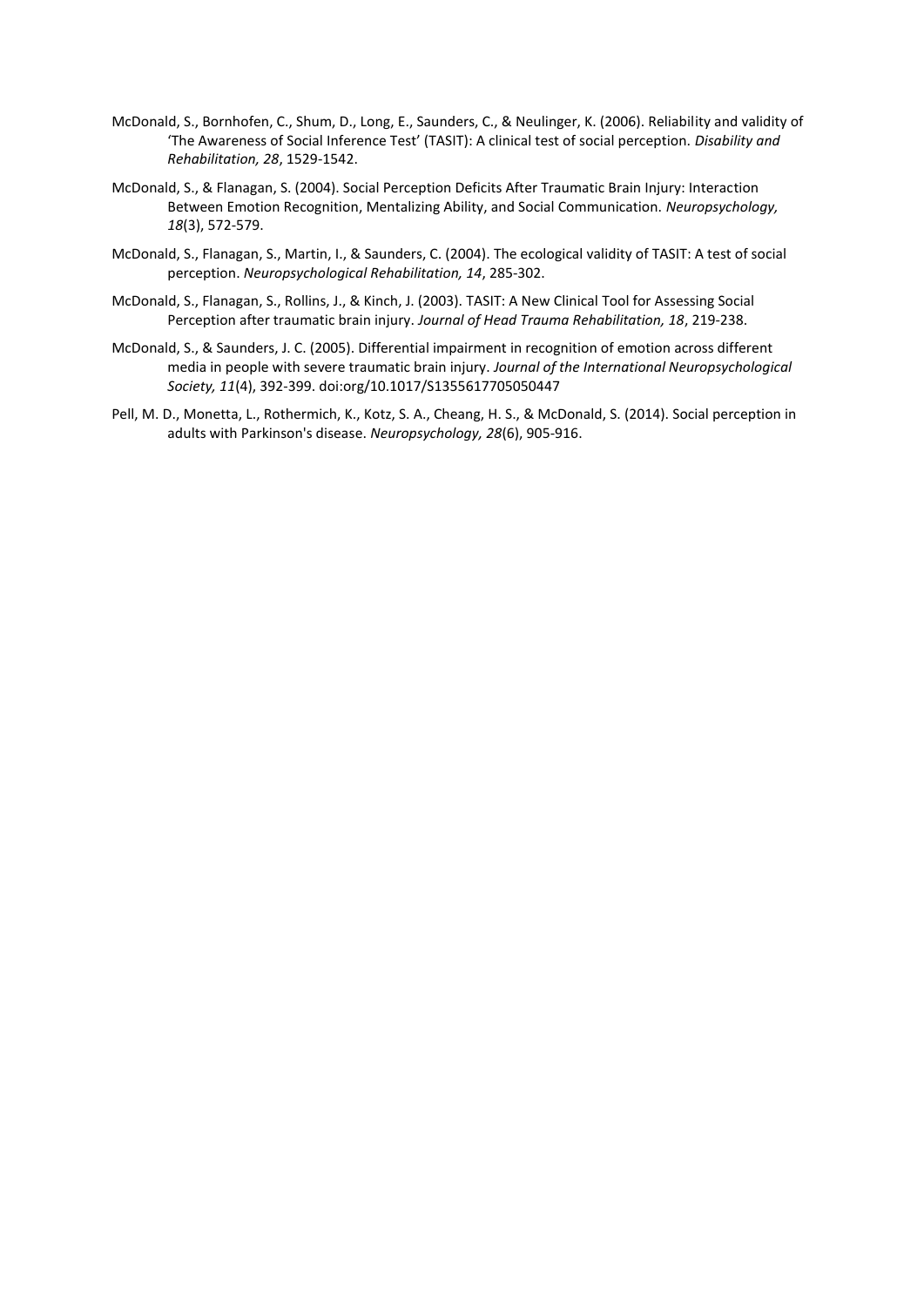McDonald, S., Bornhofen, C., Shum, D., Long, E., Saunders, C., & Neulinger, K. (2006). Reliability and validity of 'The Awareness of Social Inference Test' (TASIT): A clinical test of social perception. *Disability and Rehabilitation, 28*, 1529-1542.

McDonald, S., & Flanagan, S. (2004). Social Perception Deficits After Traumatic Brain Injury: Interaction Between Emotion Recognition, Mentalizing Ability, and Social Communication. *Neuropsychology, 18*(3), 572-579.

McDonald, S., Flanagan, S., Martin, I., & Saunders, C. (2004). The ecological validity of TASIT: A test of social perception. *Neuropsychological Rehabilitation, 14*, 285-302.

McDonald, S., Flanagan, S., Rollins, J., & Kinch, J. (2003). TASIT: A New Clinical Tool for Assessing Social Perception after traumatic brain injury. *Journal of Head Trauma Rehabilitation, 18*, 219-238.

McDonald, S., & Saunders, J. C. (2005). Differential impairment in recognition of emotion across different media in people with severe traumatic brain injury. *Journal of the International Neuropsychological Society, 11*(4), 392-399. doi:org/10.1017/S1355617705050447

Pell, M. D., Monetta, L., Rothermich, K., Kotz, S. A., Cheang, H. S., & McDonald, S. (2014). Social perception in adults with Parkinson's disease. *Neuropsychology, 28*(6), 905-916.